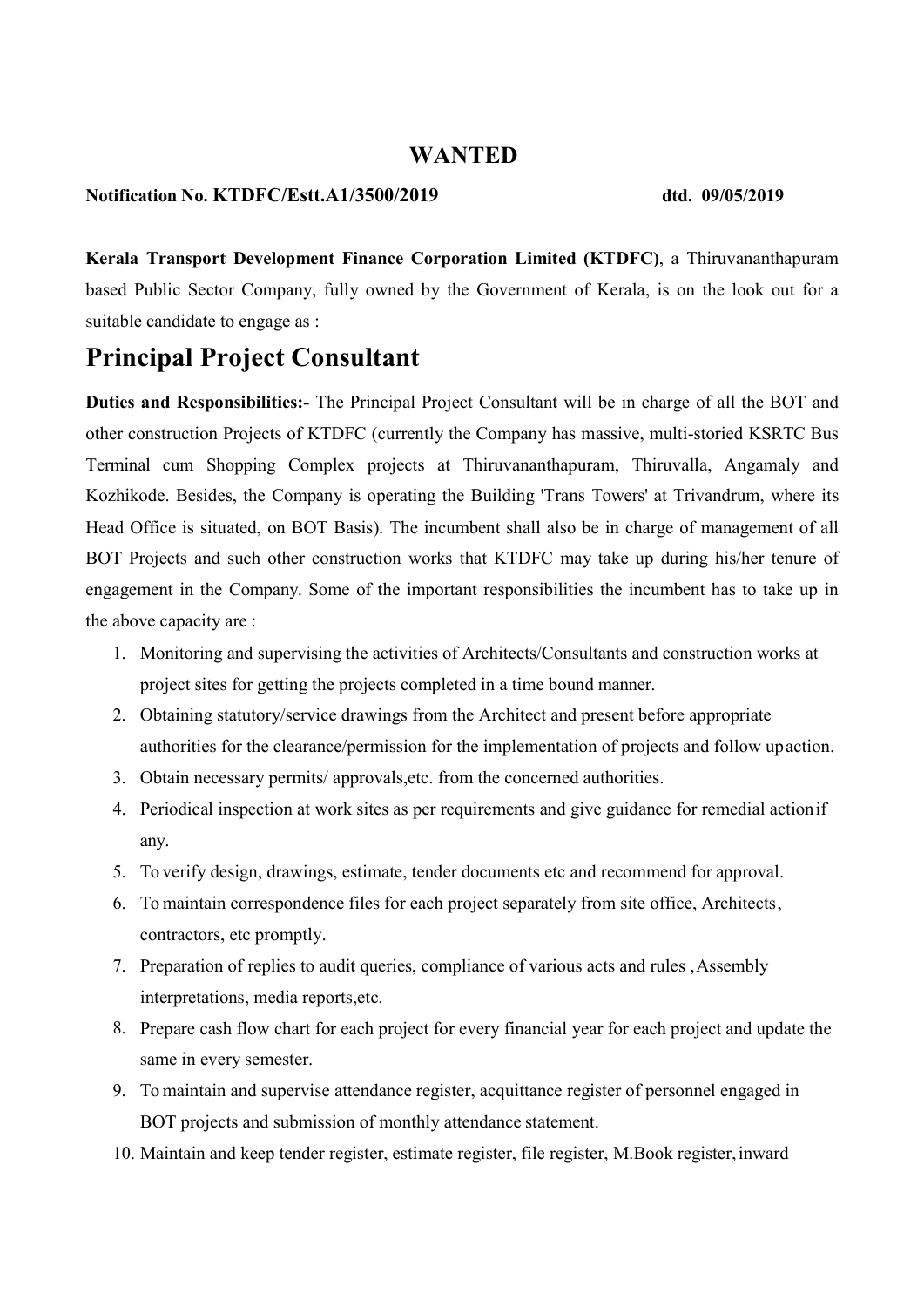## WANTED

**Notification No. KTDFC/Estt.A1/3500/2019 dtd. 09/05/2019**

**Kerala Transport Development Finance Corporation Limited (KTDFC)**, a Thiruvananthapuram based Public Sector Company, fully owned by the Government of Kerala, is on the look out for a suitable candidate to engage as :

# Principal Project Consultant

**Duties and Responsibilities:-** The Principal Project Consultant will be in charge of all the BOT and other construction Projects of KTDFC (currently the Company has massive, multi-storied KSRTC Bus Terminal cum Shopping Complex projects at Thiruvananthapuram, Thiruvalla, Angamaly and Kozhikode. Besides, the Company is operating the Building 'Trans Towers' at Trivandrum, where its Head Office is situated, on BOT Basis). The incumbent shall also be in charge of management of all BOT Projects and such other construction works that KTDFC may take up during his/her tenure of engagement in the Company. Some of the important responsibilities the incumbent has to take up in the above capacity are :

1. Monitoring and supervising the activities of Architects/Consultants and construction works at project sites for getting the projects completed in a time bound manner.
2. Obtaining statutory/service drawings from the Architect and present before appropriate authorities for the clearance/permission for the implementation of projects and follow up action.
3. Obtain necessary permits/ approvals,etc. from the concerned authorities.
4. Periodical inspection at work sites as per requirements and give guidance for remedial action if any.
5. To verify design, drawings, estimate, tender documents etc and recommend for approval.
6. To maintain correspondence files for each project separately from site office, Architects, contractors, etc promptly.
7. Preparation of replies to audit queries, compliance of various acts and rules , Assembly interpretations, media reports,etc.
8. Prepare cash flow chart for each project for every financial year for each project and update the same in every semester.
9. To maintain and supervise attendance register, acquittance register of personnel engaged in BOT projects and submission of monthly attendance statement.
10. Maintain and keep tender register, estimate register, file register, M.Book register, inward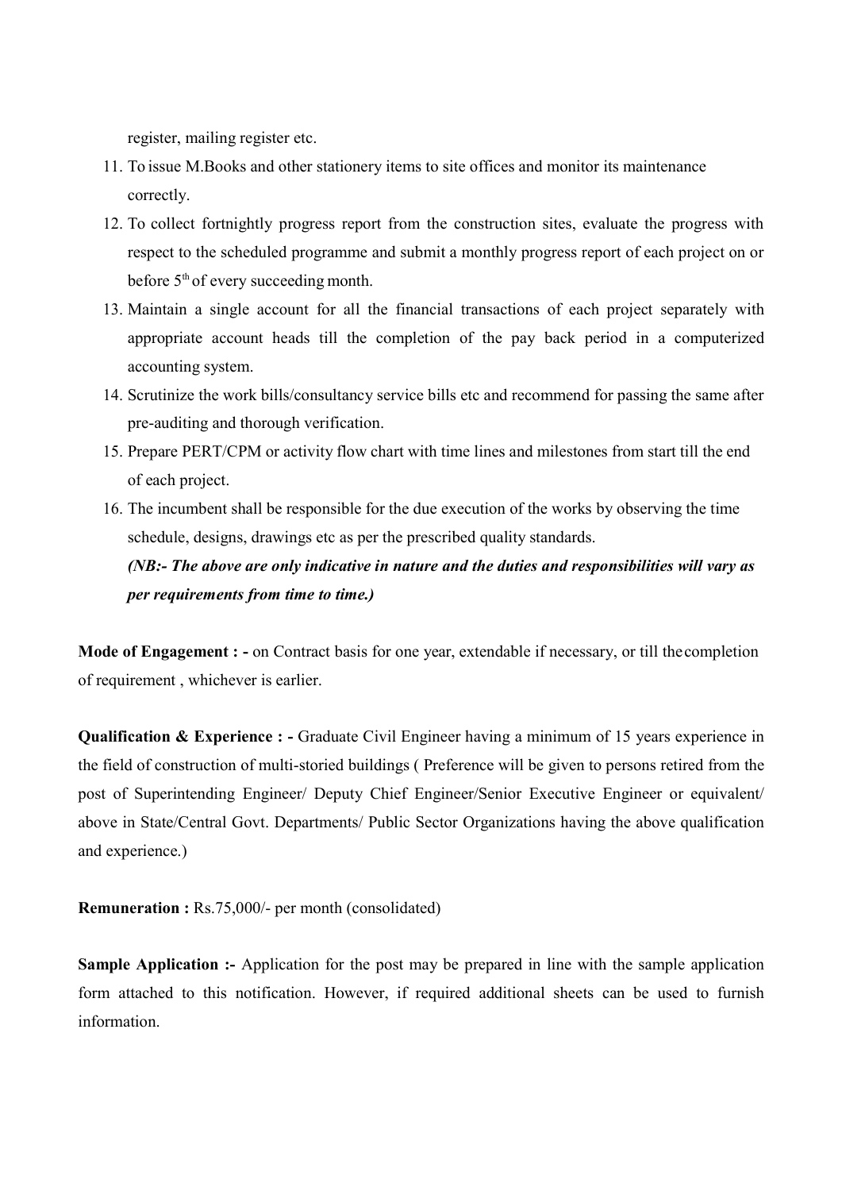register, mailing register etc.

11. To issue M.Books and other stationery items to site offices and monitor its maintenance correctly.
12. To collect fortnightly progress report from the construction sites, evaluate the progress with respect to the scheduled programme and submit a monthly progress report of each project on or before 5th of every succeeding month.
13. Maintain a single account for all the financial transactions of each project separately with appropriate account heads till the completion of the pay back period in a computerized accounting system.
14. Scrutinize the work bills/consultancy service bills etc and recommend for passing the same after pre-auditing and thorough verification.
15. Prepare PERT/CPM or activity flow chart with time lines and milestones from start till the end of each project.
16. The incumbent shall be responsible for the due execution of the works by observing the time schedule, designs, drawings etc as per the prescribed quality standards.

    ***(NB:- The above are only indicative in nature and the duties and responsibilities will vary as per requirements from time to time.)***

**Mode of Engagement : -** on Contract basis for one year, extendable if necessary, or till the completion of requirement , whichever is earlier.

**Qualification & Experience : -** Graduate Civil Engineer having a minimum of 15 years experience in the field of construction of multi-storied buildings ( Preference will be given to persons retired from the post of Superintending Engineer/ Deputy Chief Engineer/Senior Executive Engineer or equivalent/ above in State/Central Govt. Departments/ Public Sector Organizations having the above qualification and experience.)

**Remuneration :** Rs.75,000/- per month (consolidated)

**Sample Application :-** Application for the post may be prepared in line with the sample application form attached to this notification. However, if required additional sheets can be used to furnish information.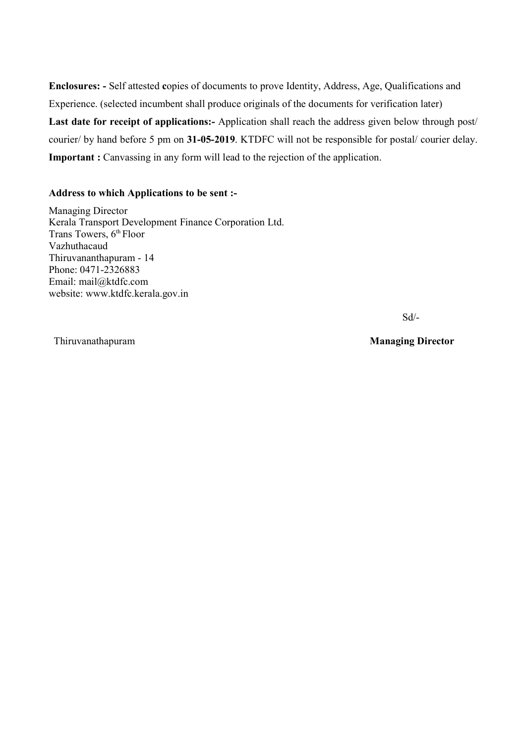**Enclosures: -** Self attested **c**opies of documents to prove Identity, Address, Age, Qualifications and Experience. (selected incumbent shall produce originals of the documents for verification later)

**Last date for receipt of applications:-** Application shall reach the address given below through post/ courier/ by hand before 5 pm on **31-05-2019**. KTDFC will not be responsible for postal/ courier delay.

**Important :** Canvassing in any form will lead to the rejection of the application.

**Address to which Applications to be sent :-**

Managing Director
Kerala Transport Development Finance Corporation Ltd.
Trans Towers, 6th Floor
Vazhuthacaud
Thiruvananthapuram - 14
Phone: 0471-2326883
Email: mail@ktdfc.com
website: www.ktdfc.kerala.gov.in

Sd/-

Thiruvanathapuram

**Managing Director**